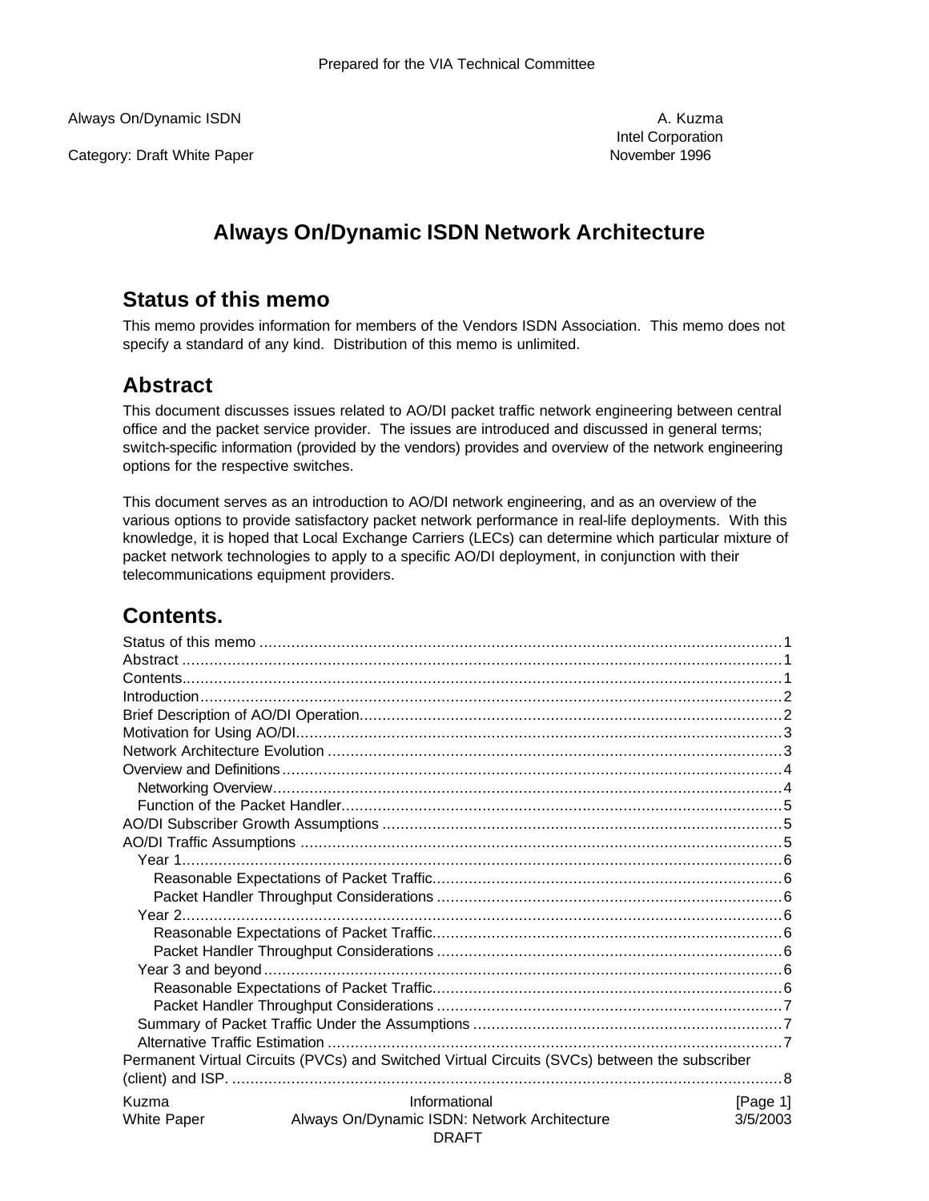Prepared for the VIA Technical Committee

Always On/Dynamic ISDN　　　　　　　　　　　　　　　　　　　　　　　　A. Kuzma
Intel Corporation
Category: Draft White Paper　　　　　　　　　　　　　　　　　　　　　　November 1996

# Always On/Dynamic ISDN Network Architecture

## Status of this memo

This memo provides information for members of the Vendors ISDN Association. This memo does not specify a standard of any kind. Distribution of this memo is unlimited.

## Abstract

This document discusses issues related to AO/DI packet traffic network engineering between central office and the packet service provider. The issues are introduced and discussed in general terms; switch-specific information (provided by the vendors) provides and overview of the network engineering options for the respective switches.

This document serves as an introduction to AO/DI network engineering, and as an overview of the various options to provide satisfactory packet network performance in real-life deployments. With this knowledge, it is hoped that Local Exchange Carriers (LECs) can determine which particular mixture of packet network technologies to apply to a specific AO/DI deployment, in conjunction with their telecommunications equipment providers.

## Contents.

- Status of this memo ....... 1
- Abstract ....... 1
- Contents....... 1
- Introduction....... 2
- Brief Description of AO/DI Operation....... 2
- Motivation for Using AO/DI....... 3
- Network Architecture Evolution ....... 3
- Overview and Definitions....... 4
  - Networking Overview....... 4
  - Function of the Packet Handler....... 5
- AO/DI Subscriber Growth Assumptions ....... 5
- AO/DI Traffic Assumptions ....... 5
  - Year 1....... 6
    - Reasonable Expectations of Packet Traffic....... 6
    - Packet Handler Throughput Considerations ....... 6
  - Year 2....... 6
    - Reasonable Expectations of Packet Traffic....... 6
    - Packet Handler Throughput Considerations ....... 6
  - Year 3 and beyond....... 6
    - Reasonable Expectations of Packet Traffic....... 6
    - Packet Handler Throughput Considerations ....... 7
  - Summary of Packet Traffic Under the Assumptions ....... 7
  - Alternative Traffic Estimation ....... 7
- Permanent Virtual Circuits (PVCs) and Switched Virtual Circuits (SVCs) between the subscriber (client) and ISP. ....... 8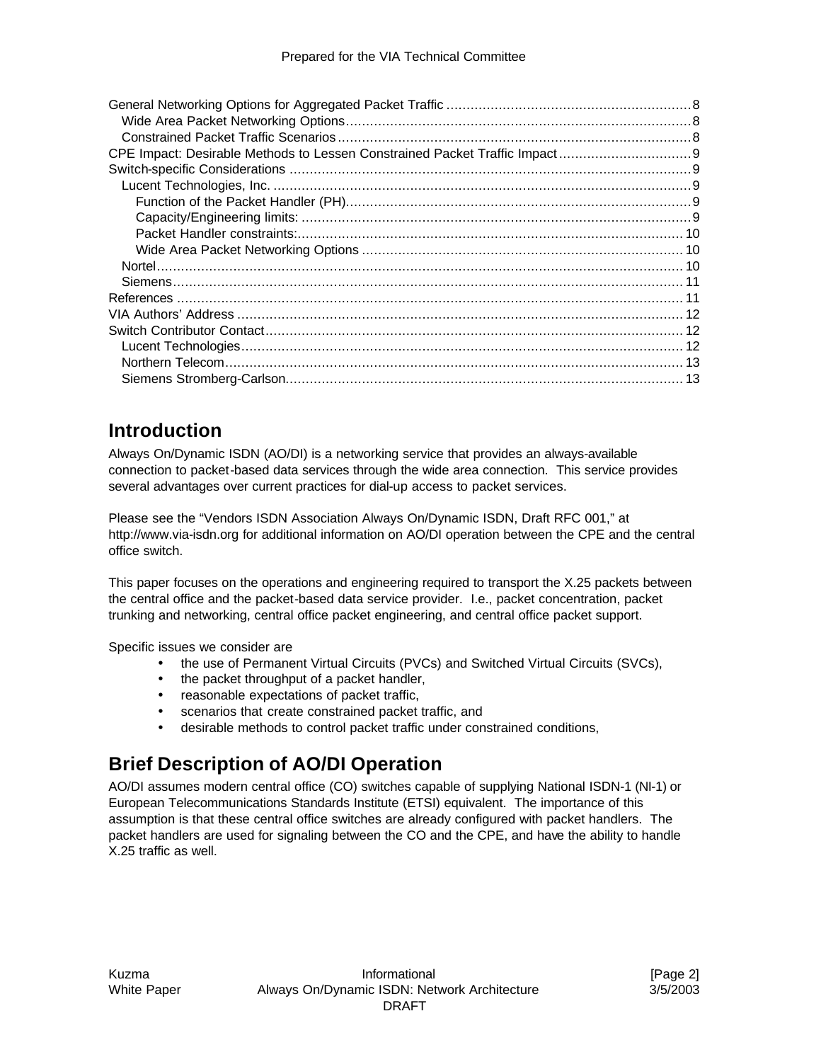General Networking Options for Aggregated Packet Traffic ............................................................ 8
- Wide Area Packet Networking Options ..................................................................................... 8
- Constrained Packet Traffic Scenarios ....................................................................................... 8

CPE Impact: Desirable Methods to Lessen Constrained Packet Traffic Impact ................................ 9
Switch-specific Considerations .................................................................................................. 9
- Lucent Technologies, Inc. ....................................................................................................... 9
  - Function of the Packet Handler (PH) ..................................................................................... 9
  - Capacity/Engineering limits: ................................................................................................ 9
  - Packet Handler constraints: ................................................................................................ 10
  - Wide Area Packet Networking Options ................................................................................ 10
- Nortel .................................................................................................................................. 10
- Siemens ............................................................................................................................... 11

References ............................................................................................................................. 11
VIA Authors' Address .............................................................................................................. 12
Switch Contributor Contact ....................................................................................................... 12
- Lucent Technologies ............................................................................................................. 12
- Northern Telecom ................................................................................................................. 13
- Siemens Stromberg-Carlson ................................................................................................... 13

## Introduction

Always On/Dynamic ISDN (AO/DI) is a networking service that provides an always-available connection to packet-based data services through the wide area connection. This service provides several advantages over current practices for dial-up access to packet services.

Please see the "Vendors ISDN Association Always On/Dynamic ISDN, Draft RFC 001," at http://www.via-isdn.org for additional information on AO/DI operation between the CPE and the central office switch.

This paper focuses on the operations and engineering required to transport the X.25 packets between the central office and the packet-based data service provider. I.e., packet concentration, packet trunking and networking, central office packet engineering, and central office packet support.

Specific issues we consider are

- the use of Permanent Virtual Circuits (PVCs) and Switched Virtual Circuits (SVCs),
- the packet throughput of a packet handler,
- reasonable expectations of packet traffic,
- scenarios that create constrained packet traffic, and
- desirable methods to control packet traffic under constrained conditions,

## Brief Description of AO/DI Operation

AO/DI assumes modern central office (CO) switches capable of supplying National ISDN-1 (NI-1) or European Telecommunications Standards Institute (ETSI) equivalent. The importance of this assumption is that these central office switches are already configured with packet handlers. The packet handlers are used for signaling between the CO and the CPE, and have the ability to handle X.25 traffic as well.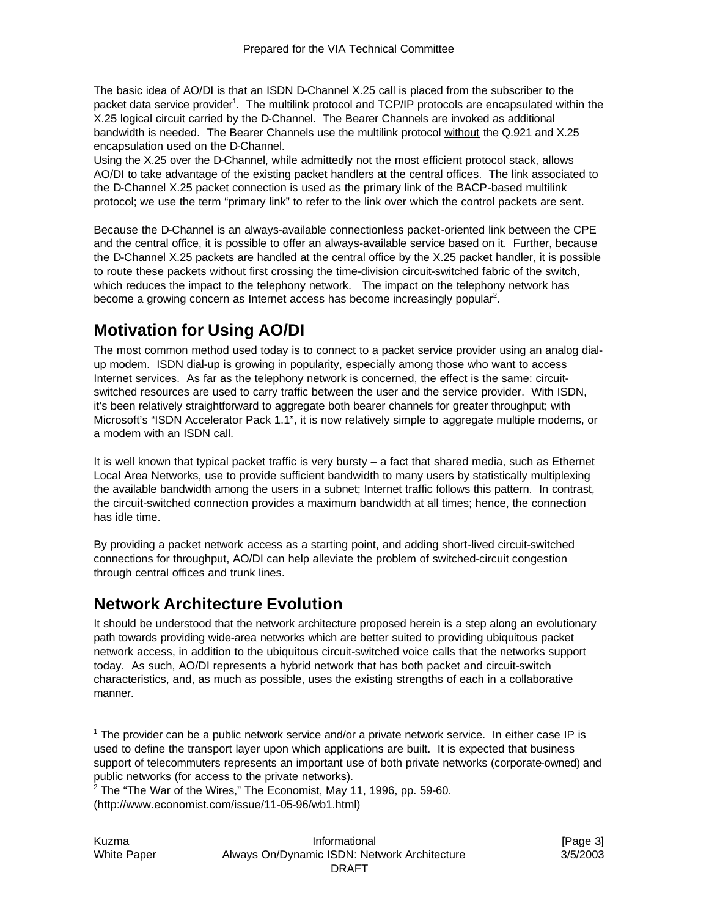The basic idea of AO/DI is that an ISDN D-Channel X.25 call is placed from the subscriber to the packet data service provider[1]. The multilink protocol and TCP/IP protocols are encapsulated within the X.25 logical circuit carried by the D-Channel. The Bearer Channels are invoked as additional bandwidth is needed. The Bearer Channels use the multilink protocol without the Q.921 and X.25 encapsulation used on the D-Channel.

Using the X.25 over the D-Channel, while admittedly not the most efficient protocol stack, allows AO/DI to take advantage of the existing packet handlers at the central offices. The link associated to the D-Channel X.25 packet connection is used as the primary link of the BACP-based multilink protocol; we use the term "primary link" to refer to the link over which the control packets are sent.

Because the D-Channel is an always-available connectionless packet-oriented link between the CPE and the central office, it is possible to offer an always-available service based on it. Further, because the D-Channel X.25 packets are handled at the central office by the X.25 packet handler, it is possible to route these packets without first crossing the time-division circuit-switched fabric of the switch, which reduces the impact to the telephony network. The impact on the telephony network has become a growing concern as Internet access has become increasingly popular[2].

## Motivation for Using AO/DI

The most common method used today is to connect to a packet service provider using an analog dial-up modem. ISDN dial-up is growing in popularity, especially among those who want to access Internet services. As far as the telephony network is concerned, the effect is the same: circuit-switched resources are used to carry traffic between the user and the service provider. With ISDN, it's been relatively straightforward to aggregate both bearer channels for greater throughput; with Microsoft's "ISDN Accelerator Pack 1.1", it is now relatively simple to aggregate multiple modems, or a modem with an ISDN call.

It is well known that typical packet traffic is very bursty – a fact that shared media, such as Ethernet Local Area Networks, use to provide sufficient bandwidth to many users by statistically multiplexing the available bandwidth among the users in a subnet; Internet traffic follows this pattern. In contrast, the circuit-switched connection provides a maximum bandwidth at all times; hence, the connection has idle time.

By providing a packet network access as a starting point, and adding short-lived circuit-switched connections for throughput, AO/DI can help alleviate the problem of switched-circuit congestion through central offices and trunk lines.

## Network Architecture Evolution

It should be understood that the network architecture proposed herein is a step along an evolutionary path towards providing wide-area networks which are better suited to providing ubiquitous packet network access, in addition to the ubiquitous circuit-switched voice calls that the networks support today. As such, AO/DI represents a hybrid network that has both packet and circuit-switch characteristics, and, as much as possible, uses the existing strengths of each in a collaborative manner.

---

[1] The provider can be a public network service and/or a private network service. In either case IP is used to define the transport layer upon which applications are built. It is expected that business support of telecommuters represents an important use of both private networks (corporate-owned) and public networks (for access to the private networks).

[2] The "The War of the Wires," The Economist, May 11, 1996, pp. 59-60. (http://www.economist.com/issue/11-05-96/wb1.html)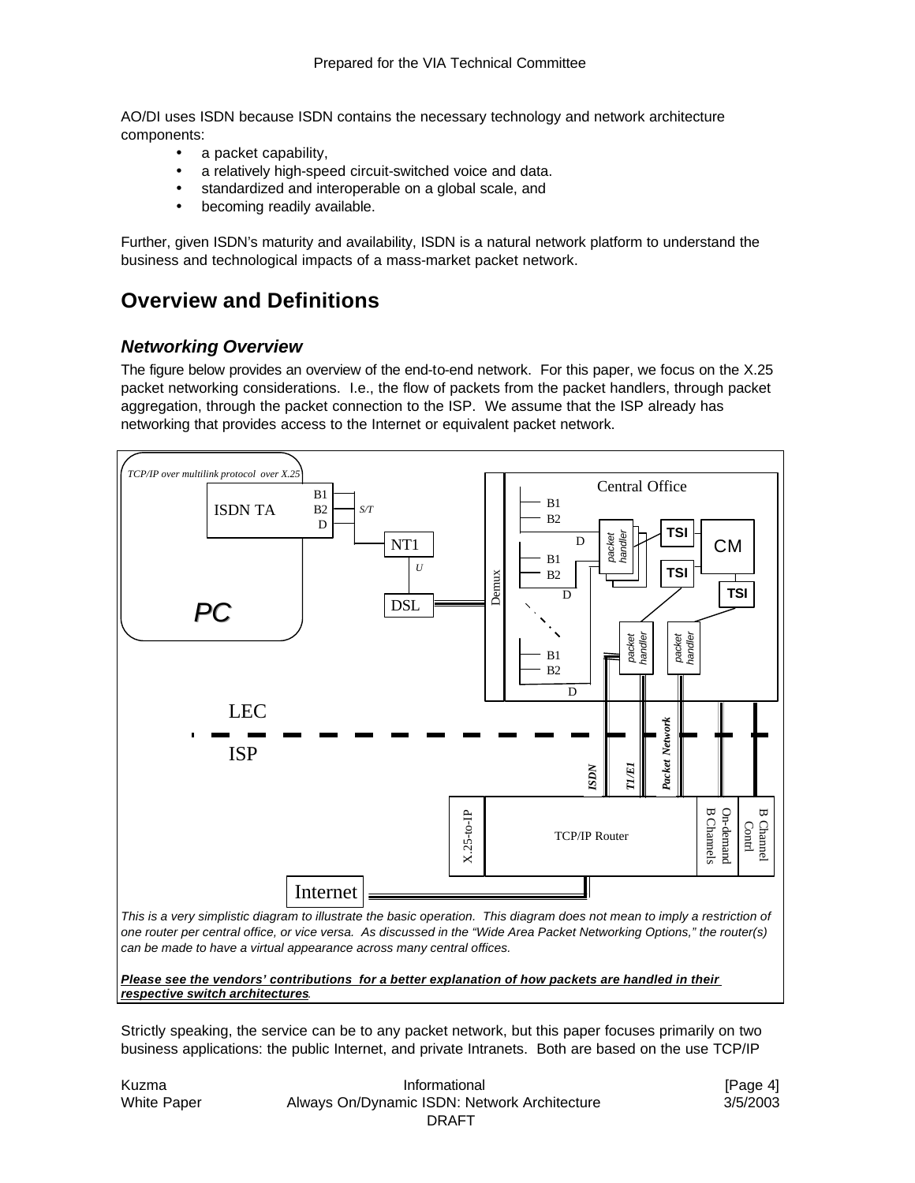AO/DI uses ISDN because ISDN contains the necessary technology and network architecture components:

- a packet capability,
- a relatively high-speed circuit-switched voice and data.
- standardized and interoperable on a global scale, and
- becoming readily available.

Further, given ISDN's maturity and availability, ISDN is a natural network platform to understand the business and technological impacts of a mass-market packet network.

## Overview and Definitions

### *Networking Overview*

The figure below provides an overview of the end-to-end network. For this paper, we focus on the X.25 packet networking considerations. I.e., the flow of packets from the packet handlers, through packet aggregation, through the packet connection to the ISP. We assume that the ISP already has networking that provides access to the Internet or equivalent packet network.

*This is a very simplistic diagram to illustrate the basic operation. This diagram does not mean to imply a restriction of one router per central office, or vice versa. As discussed in the "Wide Area Packet Networking Options," the router(s) can be made to have a virtual appearance across many central offices.*

***Please see the vendors' contributions for a better explanation of how packets are handled in their respective switch architectures.***

Strictly speaking, the service can be to any packet network, but this paper focuses primarily on two business applications: the public Internet, and private Intranets. Both are based on the use TCP/IP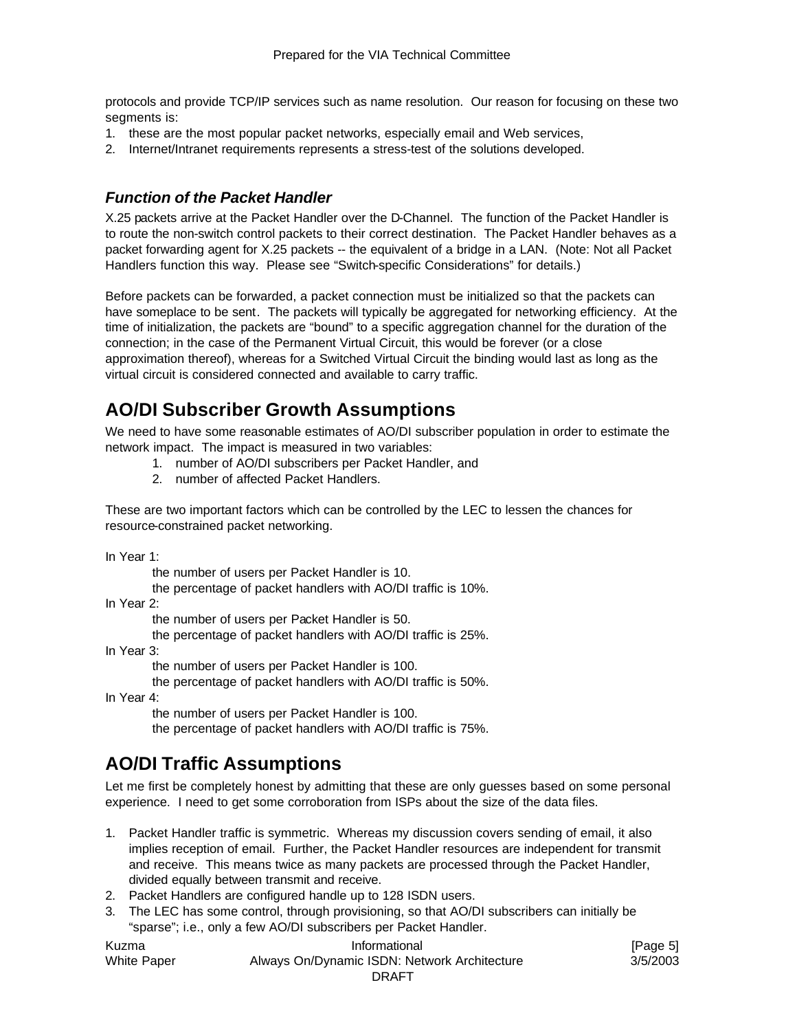protocols and provide TCP/IP services such as name resolution. Our reason for focusing on these two segments is:

1. these are the most popular packet networks, especially email and Web services,
2. Internet/Intranet requirements represents a stress-test of the solutions developed.

### *Function of the Packet Handler*

X.25 packets arrive at the Packet Handler over the D-Channel. The function of the Packet Handler is to route the non-switch control packets to their correct destination. The Packet Handler behaves as a packet forwarding agent for X.25 packets -- the equivalent of a bridge in a LAN. (Note: Not all Packet Handlers function this way. Please see "Switch-specific Considerations" for details.)

Before packets can be forwarded, a packet connection must be initialized so that the packets can have someplace to be sent. The packets will typically be aggregated for networking efficiency. At the time of initialization, the packets are "bound" to a specific aggregation channel for the duration of the connection; in the case of the Permanent Virtual Circuit, this would be forever (or a close approximation thereof), whereas for a Switched Virtual Circuit the binding would last as long as the virtual circuit is considered connected and available to carry traffic.

## AO/DI Subscriber Growth Assumptions

We need to have some reasonable estimates of AO/DI subscriber population in order to estimate the network impact. The impact is measured in two variables:

1. number of AO/DI subscribers per Packet Handler, and
2. number of affected Packet Handlers.

These are two important factors which can be controlled by the LEC to lessen the chances for resource-constrained packet networking.

In Year 1:
    the number of users per Packet Handler is 10.
    the percentage of packet handlers with AO/DI traffic is 10%.
In Year 2:
    the number of users per Packet Handler is 50.
    the percentage of packet handlers with AO/DI traffic is 25%.
In Year 3:
    the number of users per Packet Handler is 100.
    the percentage of packet handlers with AO/DI traffic is 50%.
In Year 4:
    the number of users per Packet Handler is 100.
    the percentage of packet handlers with AO/DI traffic is 75%.

## AO/DI Traffic Assumptions

Let me first be completely honest by admitting that these are only guesses based on some personal experience. I need to get some corroboration from ISPs about the size of the data files.

1. Packet Handler traffic is symmetric. Whereas my discussion covers sending of email, it also implies reception of email. Further, the Packet Handler resources are independent for transmit and receive. This means twice as many packets are processed through the Packet Handler, divided equally between transmit and receive.
2. Packet Handlers are configured handle up to 128 ISDN users.
3. The LEC has some control, through provisioning, so that AO/DI subscribers can initially be "sparse"; i.e., only a few AO/DI subscribers per Packet Handler.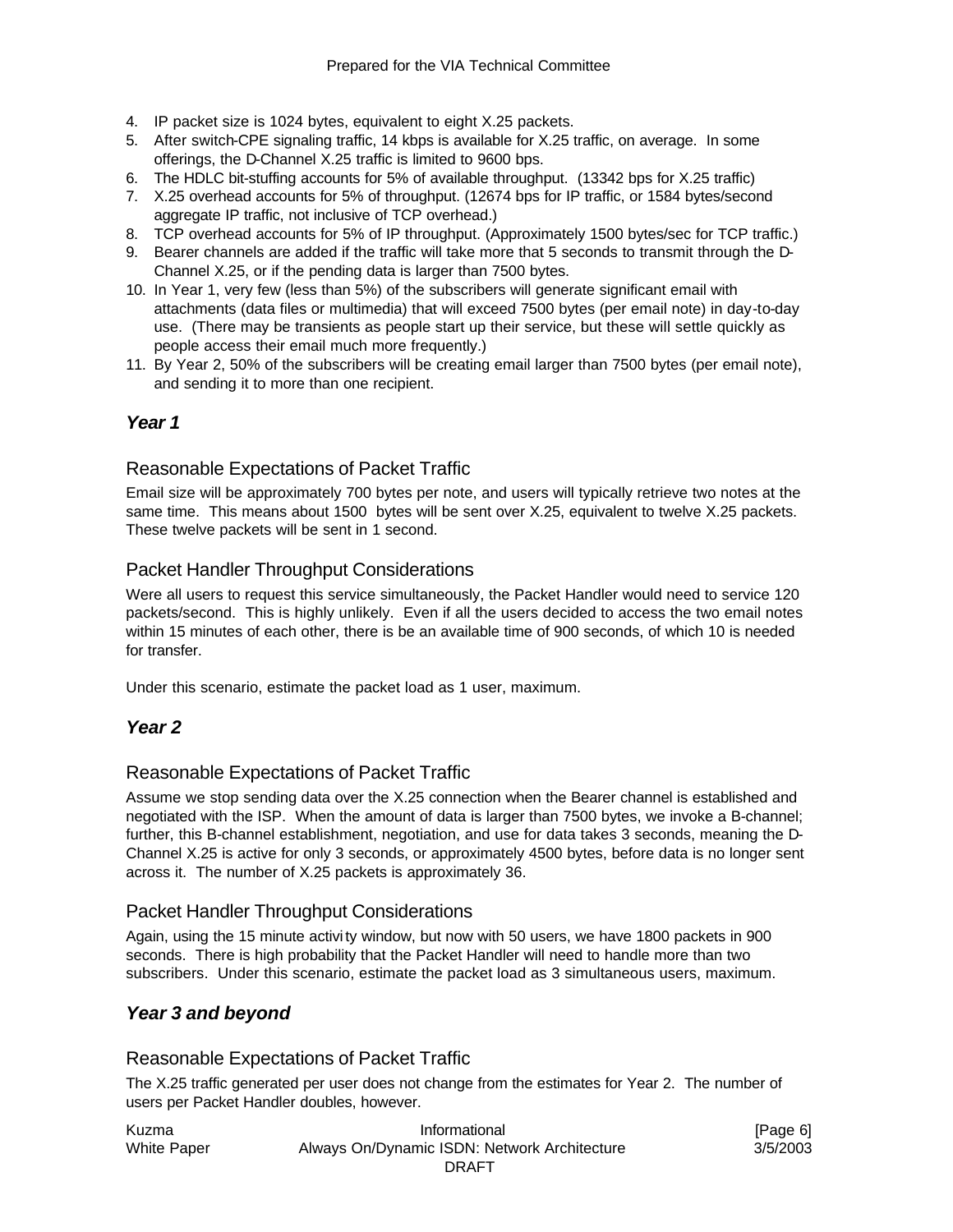4. IP packet size is 1024 bytes, equivalent to eight X.25 packets.
5. After switch-CPE signaling traffic, 14 kbps is available for X.25 traffic, on average. In some offerings, the D-Channel X.25 traffic is limited to 9600 bps.
6. The HDLC bit-stuffing accounts for 5% of available throughput. (13342 bps for X.25 traffic)
7. X.25 overhead accounts for 5% of throughput. (12674 bps for IP traffic, or 1584 bytes/second aggregate IP traffic, not inclusive of TCP overhead.)
8. TCP overhead accounts for 5% of IP throughput. (Approximately 1500 bytes/sec for TCP traffic.)
9. Bearer channels are added if the traffic will take more that 5 seconds to transmit through the D-Channel X.25, or if the pending data is larger than 7500 bytes.
10. In Year 1, very few (less than 5%) of the subscribers will generate significant email with attachments (data files or multimedia) that will exceed 7500 bytes (per email note) in day-to-day use. (There may be transients as people start up their service, but these will settle quickly as people access their email much more frequently.)
11. By Year 2, 50% of the subscribers will be creating email larger than 7500 bytes (per email note), and sending it to more than one recipient.

## *Year 1*

### Reasonable Expectations of Packet Traffic

Email size will be approximately 700 bytes per note, and users will typically retrieve two notes at the same time. This means about 1500 bytes will be sent over X.25, equivalent to twelve X.25 packets. These twelve packets will be sent in 1 second.

### Packet Handler Throughput Considerations

Were all users to request this service simultaneously, the Packet Handler would need to service 120 packets/second. This is highly unlikely. Even if all the users decided to access the two email notes within 15 minutes of each other, there is be an available time of 900 seconds, of which 10 is needed for transfer.

Under this scenario, estimate the packet load as 1 user, maximum.

## *Year 2*

### Reasonable Expectations of Packet Traffic

Assume we stop sending data over the X.25 connection when the Bearer channel is established and negotiated with the ISP. When the amount of data is larger than 7500 bytes, we invoke a B-channel; further, this B-channel establishment, negotiation, and use for data takes 3 seconds, meaning the D-Channel X.25 is active for only 3 seconds, or approximately 4500 bytes, before data is no longer sent across it. The number of X.25 packets is approximately 36.

### Packet Handler Throughput Considerations

Again, using the 15 minute activity window, but now with 50 users, we have 1800 packets in 900 seconds. There is high probability that the Packet Handler will need to handle more than two subscribers. Under this scenario, estimate the packet load as 3 simultaneous users, maximum.

## *Year 3 and beyond*

### Reasonable Expectations of Packet Traffic

The X.25 traffic generated per user does not change from the estimates for Year 2. The number of users per Packet Handler doubles, however.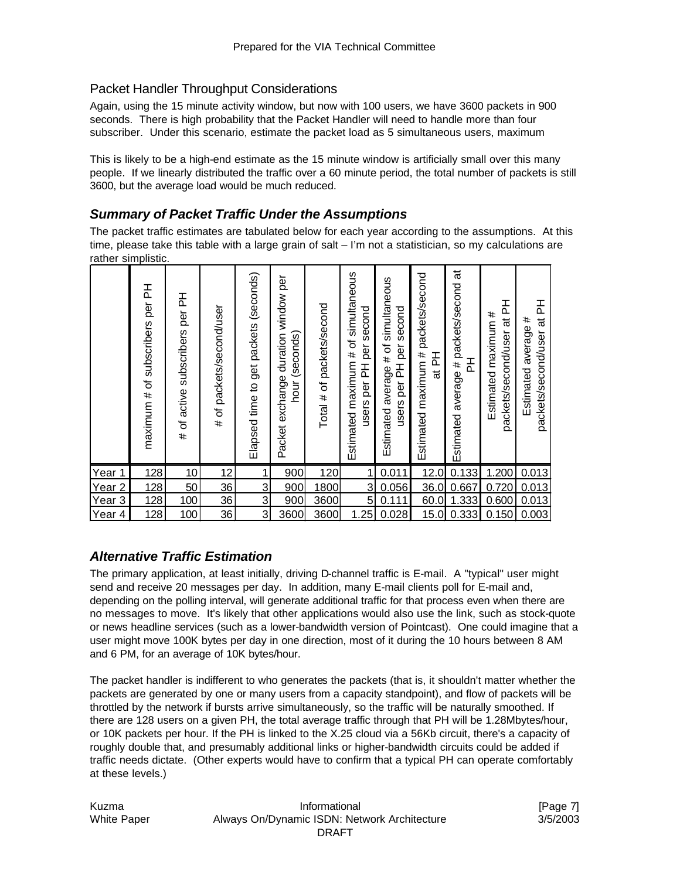## Packet Handler Throughput Considerations

Again, using the 15 minute activity window, but now with 100 users, we have 3600 packets in 900 seconds. There is high probability that the Packet Handler will need to handle more than four subscriber. Under this scenario, estimate the packet load as 5 simultaneous users, maximum

This is likely to be a high-end estimate as the 15 minute window is artificially small over this many people. If we linearly distributed the traffic over a 60 minute period, the total number of packets is still 3600, but the average load would be much reduced.

### *Summary of Packet Traffic Under the Assumptions*

The packet traffic estimates are tabulated below for each year according to the assumptions. At this time, please take this table with a large grain of salt – I'm not a statistician, so my calculations are rather simplistic.

| | maximum # of subscribers per PH | # of active subscribers per PH | # of packets/second/user | Elapsed time to get packets (seconds) | Packet exchange duration window per hour (seconds) | Total # of packets/second | Estimated maximum # of simultaneous users per PH per second | Estimated average # of simultaneous users per PH per second | Estimated maximum # packets/second at PH | Estimated average # packets/second at PH | Estimated maximum # packets/second/user at PH | Estimated average # packets/second/user at PH |
|---|---|---|---|---|---|---|---|---|---|---|---|---|
| Year 1 | 128 | 10 | 12 | 1 | 900 | 120 | 1 | 0.011 | 12.0 | 0.133 | 1.200 | 0.013 |
| Year 2 | 128 | 50 | 36 | 3 | 900 | 1800 | 3 | 0.056 | 36.0 | 0.667 | 0.720 | 0.013 |
| Year 3 | 128 | 100 | 36 | 3 | 900 | 3600 | 5 | 0.111 | 60.0 | 1.333 | 0.600 | 0.013 |
| Year 4 | 128 | 100 | 36 | 3 | 3600 | 3600 | 1.25 | 0.028 | 15.0 | 0.333 | 0.150 | 0.003 |

### *Alternative Traffic Estimation*

The primary application, at least initially, driving D-channel traffic is E-mail. A "typical" user might send and receive 20 messages per day. In addition, many E-mail clients poll for E-mail and, depending on the polling interval, will generate additional traffic for that process even when there are no messages to move. It's likely that other applications would also use the link, such as stock-quote or news headline services (such as a lower-bandwidth version of Pointcast). One could imagine that a user might move 100K bytes per day in one direction, most of it during the 10 hours between 8 AM and 6 PM, for an average of 10K bytes/hour.

The packet handler is indifferent to who generates the packets (that is, it shouldn't matter whether the packets are generated by one or many users from a capacity standpoint), and flow of packets will be throttled by the network if bursts arrive simultaneously, so the traffic will be naturally smoothed. If there are 128 users on a given PH, the total average traffic through that PH will be 1.28Mbytes/hour, or 10K packets per hour. If the PH is linked to the X.25 cloud via a 56Kb circuit, there's a capacity of roughly double that, and presumably additional links or higher-bandwidth circuits could be added if traffic needs dictate. (Other experts would have to confirm that a typical PH can operate comfortably at these levels.)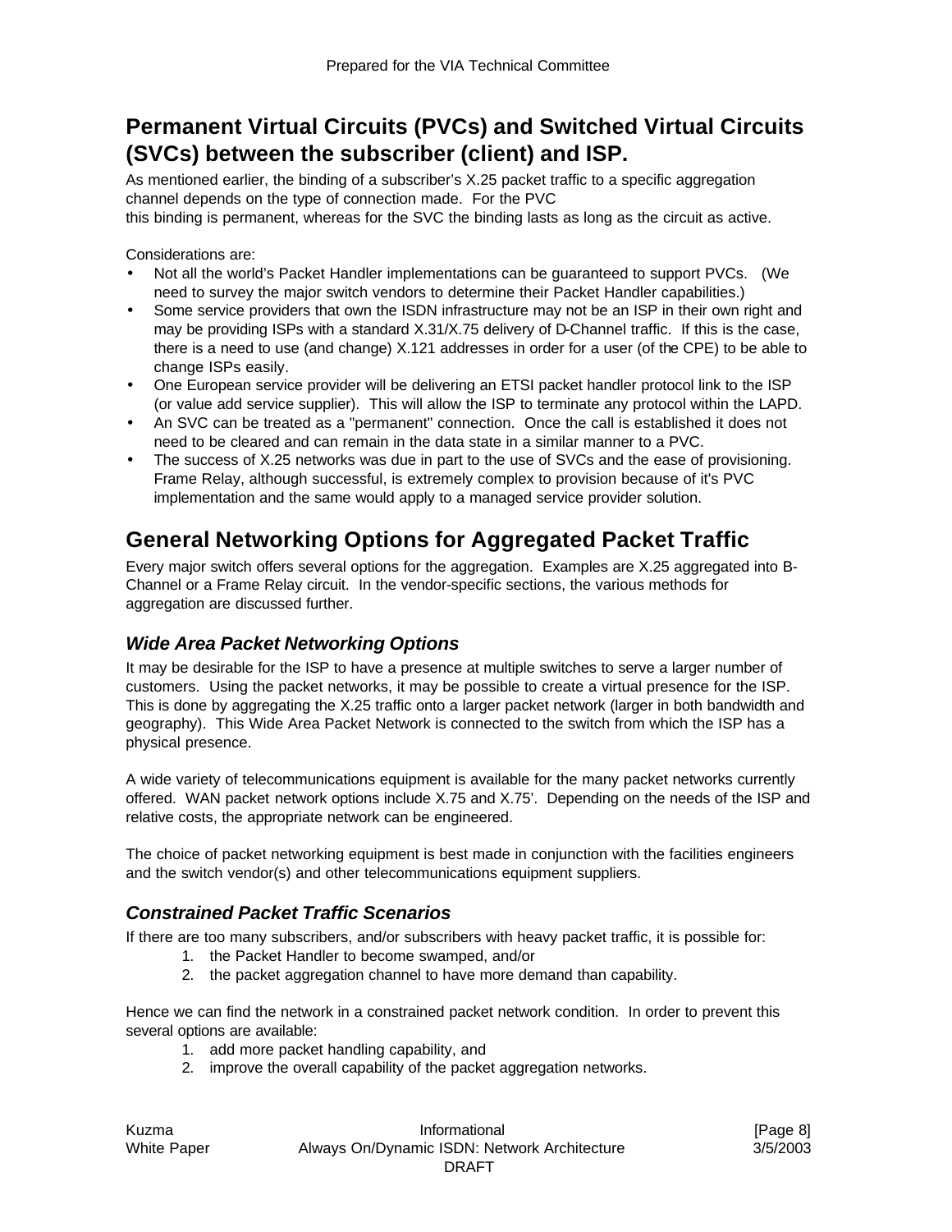## Permanent Virtual Circuits (PVCs) and Switched Virtual Circuits (SVCs) between the subscriber (client) and ISP.

As mentioned earlier, the binding of a subscriber's X.25 packet traffic to a specific aggregation channel depends on the type of connection made. For the PVC this binding is permanent, whereas for the SVC the binding lasts as long as the circuit as active.

Considerations are:

- Not all the world's Packet Handler implementations can be guaranteed to support PVCs. (We need to survey the major switch vendors to determine their Packet Handler capabilities.)
- Some service providers that own the ISDN infrastructure may not be an ISP in their own right and may be providing ISPs with a standard X.31/X.75 delivery of D-Channel traffic. If this is the case, there is a need to use (and change) X.121 addresses in order for a user (of the CPE) to be able to change ISPs easily.
- One European service provider will be delivering an ETSI packet handler protocol link to the ISP (or value add service supplier). This will allow the ISP to terminate any protocol within the LAPD.
- An SVC can be treated as a "permanent" connection. Once the call is established it does not need to be cleared and can remain in the data state in a similar manner to a PVC.
- The success of X.25 networks was due in part to the use of SVCs and the ease of provisioning. Frame Relay, although successful, is extremely complex to provision because of it's PVC implementation and the same would apply to a managed service provider solution.

## General Networking Options for Aggregated Packet Traffic

Every major switch offers several options for the aggregation. Examples are X.25 aggregated into B-Channel or a Frame Relay circuit. In the vendor-specific sections, the various methods for aggregation are discussed further.

### *Wide Area Packet Networking Options*

It may be desirable for the ISP to have a presence at multiple switches to serve a larger number of customers. Using the packet networks, it may be possible to create a virtual presence for the ISP. This is done by aggregating the X.25 traffic onto a larger packet network (larger in both bandwidth and geography). This Wide Area Packet Network is connected to the switch from which the ISP has a physical presence.

A wide variety of telecommunications equipment is available for the many packet networks currently offered. WAN packet network options include X.75 and X.75'. Depending on the needs of the ISP and relative costs, the appropriate network can be engineered.

The choice of packet networking equipment is best made in conjunction with the facilities engineers and the switch vendor(s) and other telecommunications equipment suppliers.

### *Constrained Packet Traffic Scenarios*

If there are too many subscribers, and/or subscribers with heavy packet traffic, it is possible for:

1. the Packet Handler to become swamped, and/or
2. the packet aggregation channel to have more demand than capability.

Hence we can find the network in a constrained packet network condition. In order to prevent this several options are available:

1. add more packet handling capability, and
2. improve the overall capability of the packet aggregation networks.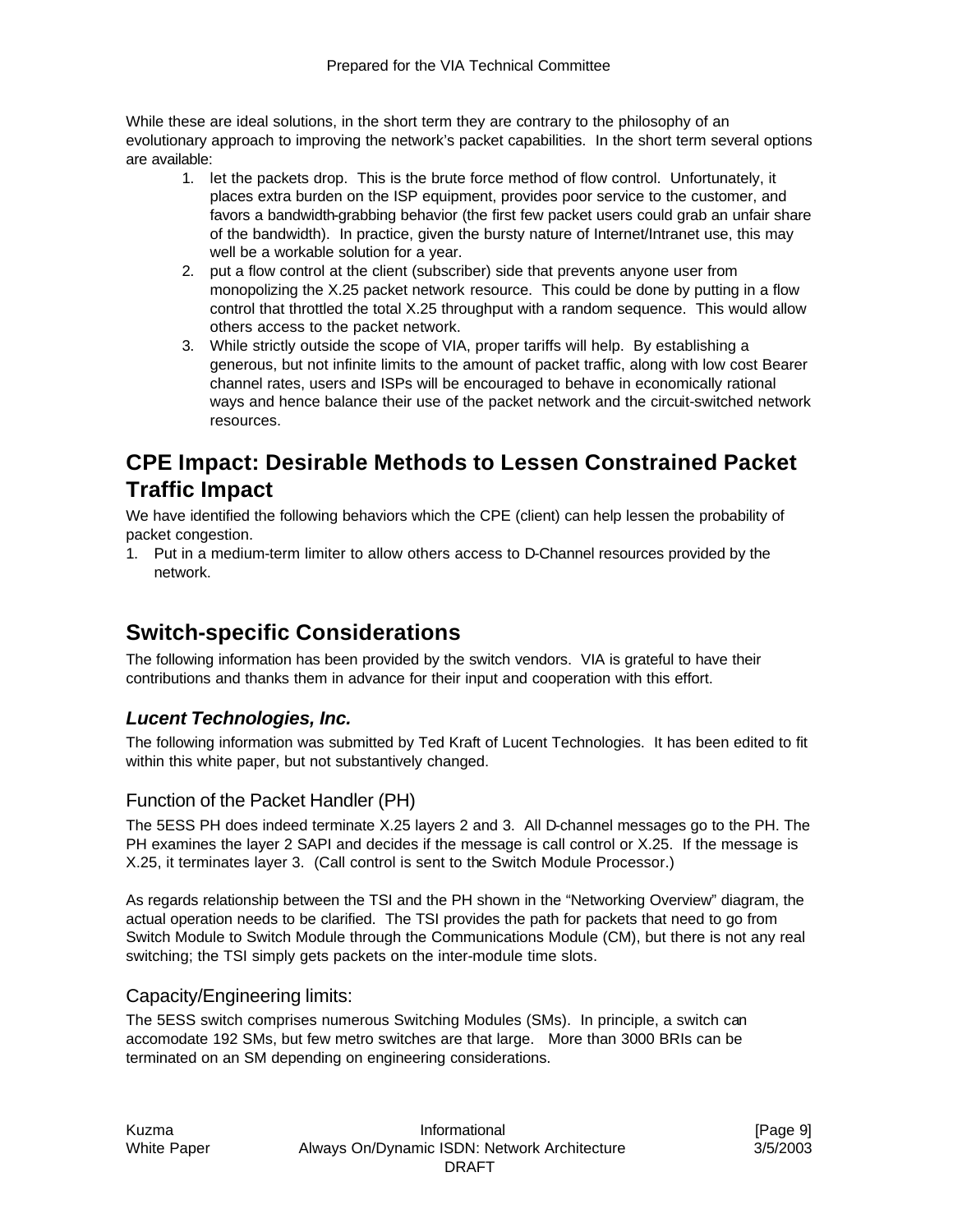While these are ideal solutions, in the short term they are contrary to the philosophy of an evolutionary approach to improving the network's packet capabilities. In the short term several options are available:

1. let the packets drop. This is the brute force method of flow control. Unfortunately, it places extra burden on the ISP equipment, provides poor service to the customer, and favors a bandwidth-grabbing behavior (the first few packet users could grab an unfair share of the bandwidth). In practice, given the bursty nature of Internet/Intranet use, this may well be a workable solution for a year.
2. put a flow control at the client (subscriber) side that prevents anyone user from monopolizing the X.25 packet network resource. This could be done by putting in a flow control that throttled the total X.25 throughput with a random sequence. This would allow others access to the packet network.
3. While strictly outside the scope of VIA, proper tariffs will help. By establishing a generous, but not infinite limits to the amount of packet traffic, along with low cost Bearer channel rates, users and ISPs will be encouraged to behave in economically rational ways and hence balance their use of the packet network and the circuit-switched network resources.

## CPE Impact: Desirable Methods to Lessen Constrained Packet Traffic Impact

We have identified the following behaviors which the CPE (client) can help lessen the probability of packet congestion.

1. Put in a medium-term limiter to allow others access to D-Channel resources provided by the network.

## Switch-specific Considerations

The following information has been provided by the switch vendors. VIA is grateful to have their contributions and thanks them in advance for their input and cooperation with this effort.

### *Lucent Technologies, Inc.*

The following information was submitted by Ted Kraft of Lucent Technologies. It has been edited to fit within this white paper, but not substantively changed.

#### Function of the Packet Handler (PH)

The 5ESS PH does indeed terminate X.25 layers 2 and 3. All D-channel messages go to the PH. The PH examines the layer 2 SAPI and decides if the message is call control or X.25. If the message is X.25, it terminates layer 3. (Call control is sent to the Switch Module Processor.)

As regards relationship between the TSI and the PH shown in the "Networking Overview" diagram, the actual operation needs to be clarified. The TSI provides the path for packets that need to go from Switch Module to Switch Module through the Communications Module (CM), but there is not any real switching; the TSI simply gets packets on the inter-module time slots.

#### Capacity/Engineering limits:

The 5ESS switch comprises numerous Switching Modules (SMs). In principle, a switch can accomodate 192 SMs, but few metro switches are that large. More than 3000 BRIs can be terminated on an SM depending on engineering considerations.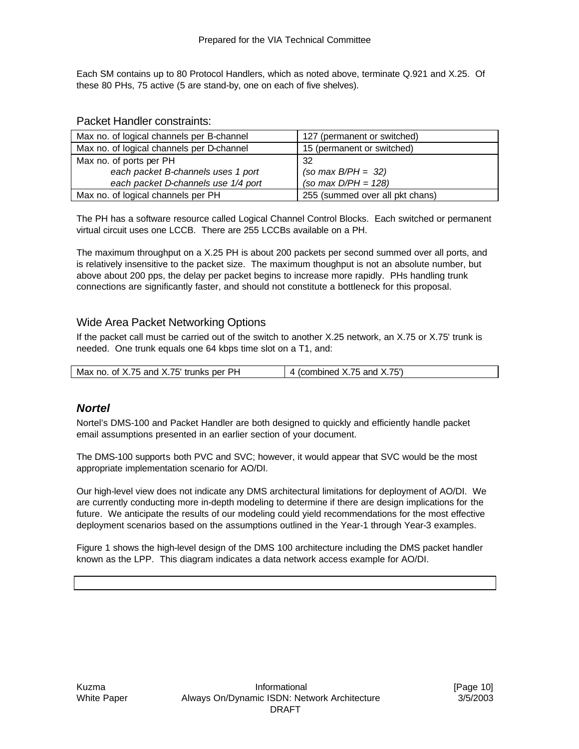Each SM contains up to 80 Protocol Handlers, which as noted above, terminate Q.921 and X.25. Of these 80 PHs, 75 active (5 are stand-by, one on each of five shelves).

### Packet Handler constraints:

| | |
|---|---|
| Max no. of logical channels per B-channel | 127 (permanent or switched) |
| Max no. of logical channels per D-channel | 15 (permanent or switched) |
| Max no. of ports per PH<br>*each packet B-channels uses 1 port*<br>*each packet D-channels use 1/4 port* | 32<br>*(so max B/PH = 32)*<br>*(so max D/PH = 128)* |
| Max no. of logical channels per PH | 255 (summed over all pkt chans) |

The PH has a software resource called Logical Channel Control Blocks. Each switched or permanent virtual circuit uses one LCCB. There are 255 LCCBs available on a PH.

The maximum throughput on a X.25 PH is about 200 packets per second summed over all ports, and is relatively insensitive to the packet size. The maximum thoughput is not an absolute number, but above about 200 pps, the delay per packet begins to increase more rapidly. PHs handling trunk connections are significantly faster, and should not constitute a bottleneck for this proposal.

### Wide Area Packet Networking Options

If the packet call must be carried out of the switch to another X.25 network, an X.75 or X.75' trunk is needed. One trunk equals one 64 kbps time slot on a T1, and:

| | |
|---|---|
| Max no. of X.75 and X.75' trunks per PH | 4 (combined X.75 and X.75') |

### *Nortel*

Nortel's DMS-100 and Packet Handler are both designed to quickly and efficiently handle packet email assumptions presented in an earlier section of your document.

The DMS-100 supports both PVC and SVC; however, it would appear that SVC would be the most appropriate implementation scenario for AO/DI.

Our high-level view does not indicate any DMS architectural limitations for deployment of AO/DI. We are currently conducting more in-depth modeling to determine if there are design implications for the future. We anticipate the results of our modeling could yield recommendations for the most effective deployment scenarios based on the assumptions outlined in the Year-1 through Year-3 examples.

Figure 1 shows the high-level design of the DMS 100 architecture including the DMS packet handler known as the LPP. This diagram indicates a data network access example for AO/DI.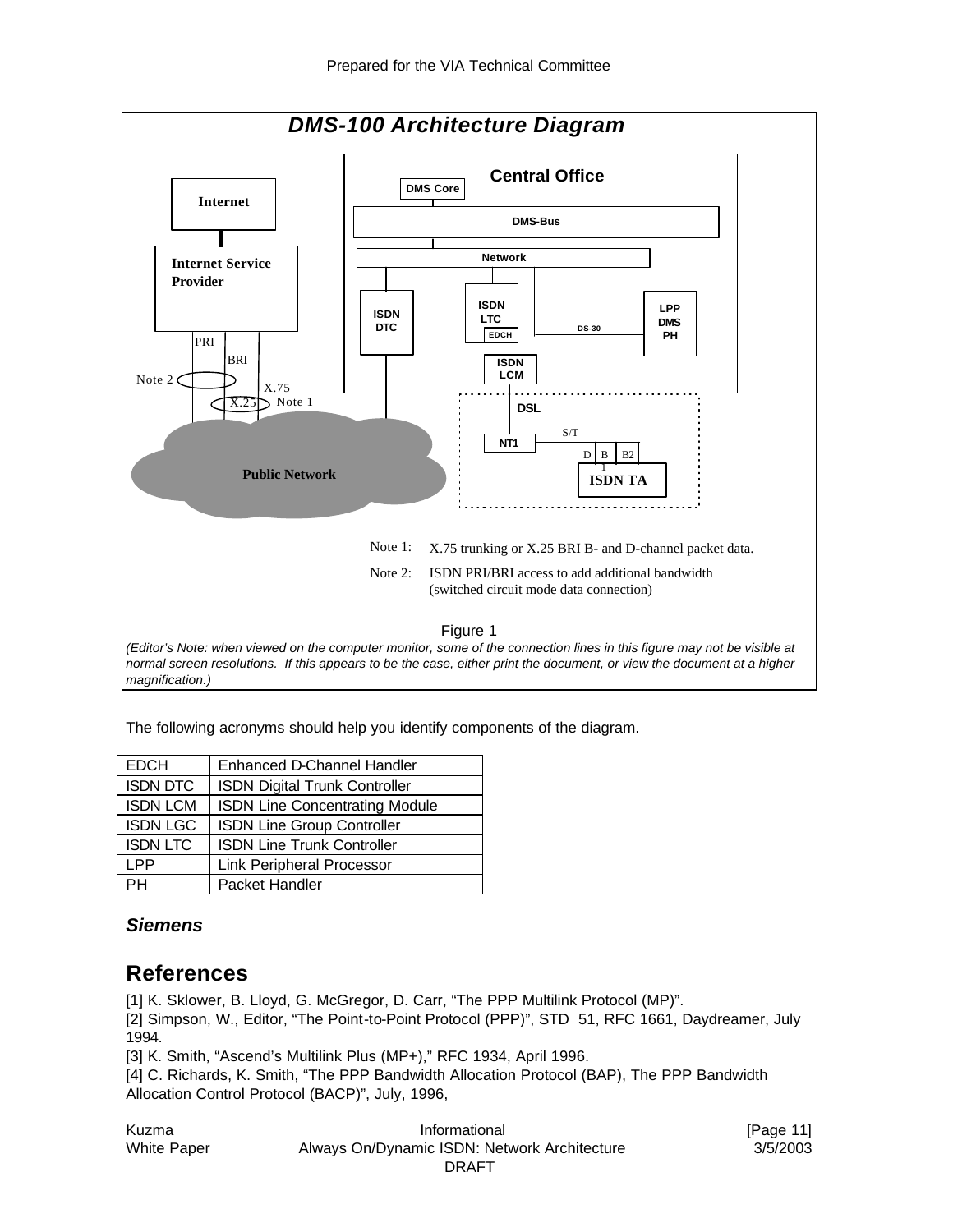**DMS-100 Architecture Diagram**

Note 1: X.75 trunking or X.25 BRI B- and D-channel packet data.

Note 2: ISDN PRI/BRI access to add additional bandwidth (switched circuit mode data connection)

Figure 1

*(Editor's Note: when viewed on the computer monitor, some of the connection lines in this figure may not be visible at normal screen resolutions. If this appears to be the case, either print the document, or view the document at a higher magnification.)*

The following acronyms should help you identify components of the diagram.

| EDCH | Enhanced D-Channel Handler |
|---|---|
| ISDN DTC | ISDN Digital Trunk Controller |
| ISDN LCM | ISDN Line Concentrating Module |
| ISDN LGC | ISDN Line Group Controller |
| ISDN LTC | ISDN Line Trunk Controller |
| LPP | Link Peripheral Processor |
| PH | Packet Handler |

### *Siemens*

## References

[1] K. Sklower, B. Lloyd, G. McGregor, D. Carr, "The PPP Multilink Protocol (MP)".
[2] Simpson, W., Editor, "The Point-to-Point Protocol (PPP)", STD 51, RFC 1661, Daydreamer, July 1994.
[3] K. Smith, "Ascend's Multilink Plus (MP+)," RFC 1934, April 1996.
[4] C. Richards, K. Smith, "The PPP Bandwidth Allocation Protocol (BAP), The PPP Bandwidth Allocation Control Protocol (BACP)", July, 1996,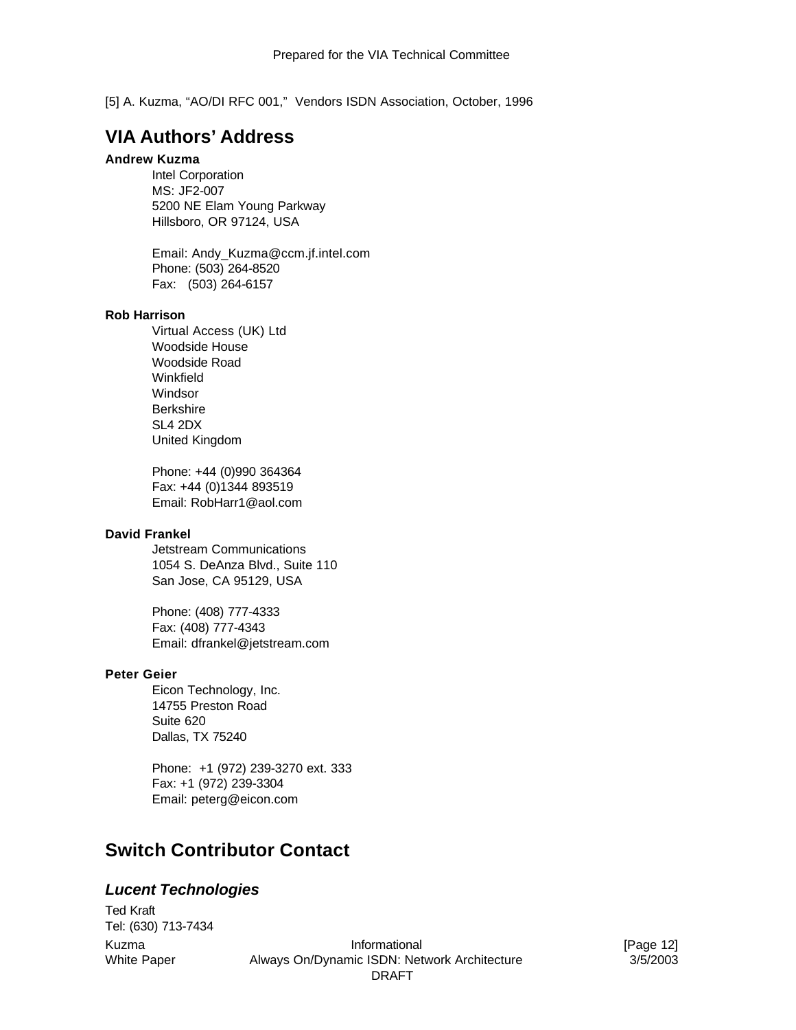[5] A. Kuzma, “AO/DI RFC 001,” Vendors ISDN Association, October, 1996

## VIA Authors’ Address

**Andrew Kuzma**

Intel Corporation
MS: JF2-007
5200 NE Elam Young Parkway
Hillsboro, OR 97124, USA

Email: Andy_Kuzma@ccm.jf.intel.com
Phone: (503) 264-8520
Fax: (503) 264-6157

**Rob Harrison**

Virtual Access (UK) Ltd
Woodside House
Woodside Road
Winkfield
Windsor
Berkshire
SL4 2DX
United Kingdom

Phone: +44 (0)990 364364
Fax: +44 (0)1344 893519
Email: RobHarr1@aol.com

**David Frankel**

Jetstream Communications
1054 S. DeAnza Blvd., Suite 110
San Jose, CA 95129, USA

Phone: (408) 777-4333
Fax: (408) 777-4343
Email: dfrankel@jetstream.com

**Peter Geier**

Eicon Technology, Inc.
14755 Preston Road
Suite 620
Dallas, TX 75240

Phone: +1 (972) 239-3270 ext. 333
Fax: +1 (972) 239-3304
Email: peterg@eicon.com

## Switch Contributor Contact

### *Lucent Technologies*

Ted Kraft
Tel: (630) 713-7434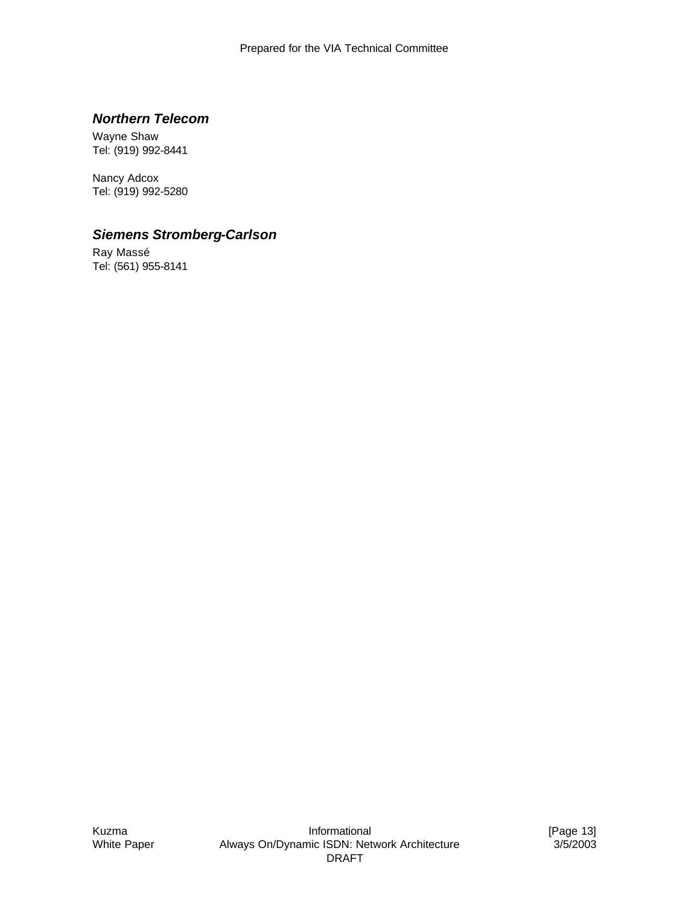### *Northern Telecom*

Wayne Shaw
Tel: (919) 992-8441

Nancy Adcox
Tel: (919) 992-5280

### *Siemens Stromberg-Carlson*

Ray Massé
Tel: (561) 955-8141